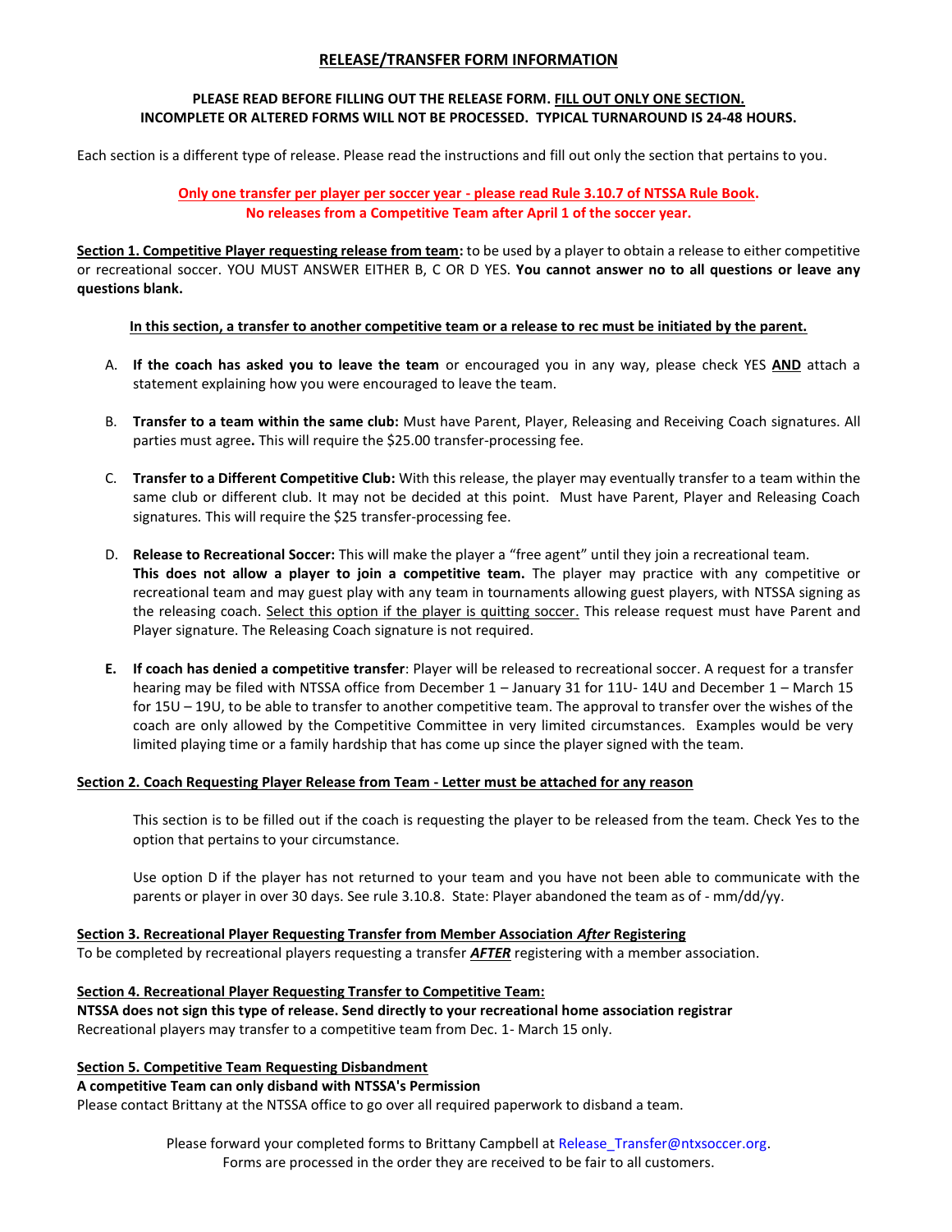# RELEASE/TRANSFER FORM INFORMATION

**PLEASE READ BEFORE FILLING OUT THE RELEASE FORM. FILL OUT ONLY ONE SECTION.**
**INCOMPLETE OR ALTERED FORMS WILL NOT BE PROCESSED. TYPICAL TURNAROUND IS 24-48 HOURS.**

Each section is a different type of release. Please read the instructions and fill out only the section that pertains to you.

**Only one transfer per player per soccer year - please read Rule 3.10.7 of NTSSA Rule Book.**
**No releases from a Competitive Team after April 1 of the soccer year.**

**Section 1. Competitive Player requesting release from team:** to be used by a player to obtain a release to either competitive or recreational soccer. YOU MUST ANSWER EITHER B, C OR D YES. **You cannot answer no to all questions or leave any questions blank.**

**In this section, a transfer to another competitive team or a release to rec must be initiated by the parent.**

A. **If the coach has asked you to leave the team** or encouraged you in any way, please check YES **AND** attach a statement explaining how you were encouraged to leave the team.

B. **Transfer to a team within the same club:** Must have Parent, Player, Releasing and Receiving Coach signatures. All parties must agree**.** This will require the $25.00 transfer-processing fee.

C. **Transfer to a Different Competitive Club:** With this release, the player may eventually transfer to a team within the same club or different club. It may not be decided at this point. Must have Parent, Player and Releasing Coach signatures. This will require the $25 transfer-processing fee.

D. **Release to Recreational Soccer:** This will make the player a "free agent" until they join a recreational team. **This does not allow a player to join a competitive team.** The player may practice with any competitive or recreational team and may guest play with any team in tournaments allowing guest players, with NTSSA signing as the releasing coach. Select this option if the player is quitting soccer. This release request must have Parent and Player signature. The Releasing Coach signature is not required.

**E. If coach has denied a competitive transfer**: Player will be released to recreational soccer. A request for a transfer hearing may be filed with NTSSA office from December 1 – January 31 for 11U- 14U and December 1 – March 15 for 15U – 19U, to be able to transfer to another competitive team. The approval to transfer over the wishes of the coach are only allowed by the Competitive Committee in very limited circumstances. Examples would be very limited playing time or a family hardship that has come up since the player signed with the team.

**Section 2. Coach Requesting Player Release from Team - Letter must be attached for any reason**

This section is to be filled out if the coach is requesting the player to be released from the team. Check Yes to the option that pertains to your circumstance.

Use option D if the player has not returned to your team and you have not been able to communicate with the parents or player in over 30 days. See rule 3.10.8. State: Player abandoned the team as of - mm/dd/yy.

**Section 3. Recreational Player Requesting Transfer from Member Association *After* Registering**
To be completed by recreational players requesting a transfer ***AFTER*** registering with a member association.

**Section 4. Recreational Player Requesting Transfer to Competitive Team:**
**NTSSA does not sign this type of release. Send directly to your recreational home association registrar**
Recreational players may transfer to a competitive team from Dec. 1- March 15 only.

**Section 5. Competitive Team Requesting Disbandment**
**A competitive Team can only disband with NTSSA's Permission**
Please contact Brittany at the NTSSA office to go over all required paperwork to disband a team.

Please forward your completed forms to Brittany Campbell at Release_Transfer@ntxsoccer.org.
Forms are processed in the order they are received to be fair to all customers.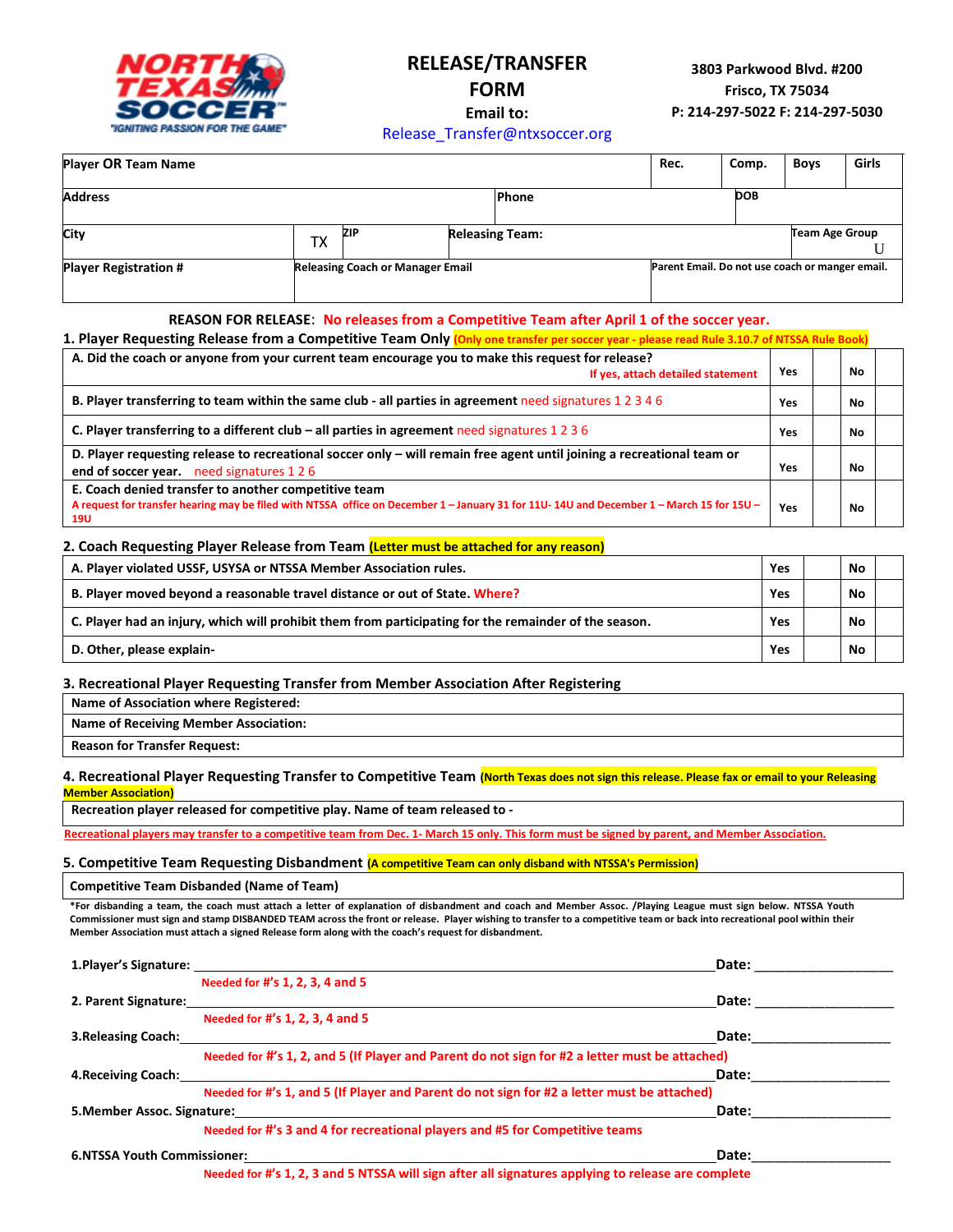NORTH TEXAS SOCCER "IGNITING PASSION FOR THE GAME"

# RELEASE/TRANSFER FORM

**Email to:**
Release_Transfer@ntxsoccer.org

**3803 Parkwood Blvd. #200**
**Frisco, TX 75034**
**P: 214-297-5022 F: 214-297-5030**

| | | | | | | |
|---|---|---|---|---|---|---|
| **Player OR Team Name** | | | **Rec.** | **Comp.** | **Boys** | **Girls** |
| **Address** | | **Phone** | | **DOB** | | |
| **City** | TX | **ZIP** | **Releasing Team:** | | **Team Age Group** U | |
| **Player Registration #** | **Releasing Coach or Manager Email** | | | **Parent Email. Do not use coach or manger email.** | | |

**REASON FOR RELEASE**: **No releases from a Competitive Team after April 1 of the soccer year.**

**1. Player Requesting Release from a Competitive Team Only** **(Only one transfer per soccer year - please read Rule 3.10.7 of NTSSA Rule Book)**

| | | | | |
|---|---|---|---|---|
| **A. Did the coach or anyone from your current team encourage you to make this request for release?** If yes, attach detailed statement | **Yes** | | **No** | |
| **B. Player transferring to team within the same club - all parties in agreement** need signatures 1 2 3 4 6 | **Yes** | | **No** | |
| **C. Player transferring to a different club – all parties in agreement** need signatures 1 2 3 6 | **Yes** | | **No** | |
| **D. Player requesting release to recreational soccer only – will remain free agent until joining a recreational team or end of soccer year.** need signatures 1 2 6 | **Yes** | | **No** | |
| **E. Coach denied transfer to another competitive team** A request for transfer hearing may be filed with NTSSA office on December 1 – January 31 for 11U- 14U and December 1 – March 15 for 15U – 19U | **Yes** | | **No** | |

**2. Coach Requesting Player Release from Team** **(Letter must be attached for any reason)**

| | | | | |
|---|---|---|---|---|
| **A. Player violated USSF, USYSA or NTSSA Member Association rules.** | **Yes** | | **No** | |
| **B. Player moved beyond a reasonable travel distance or out of State.** Where? | **Yes** | | **No** | |
| **C. Player had an injury, which will prohibit them from participating for the remainder of the season.** | **Yes** | | **No** | |
| **D. Other, please explain-** | **Yes** | | **No** | |

**3. Recreational Player Requesting Transfer from Member Association After Registering**

| |
|---|
| **Name of Association where Registered:** |
| **Name of Receiving Member Association:** |
| **Reason for Transfer Request:** |

**4. Recreational Player Requesting Transfer to Competitive Team** **(North Texas does not sign this release. Please fax or email to your Releasing Member Association)**

| |
|---|
| **Recreation player released for competitive play. Name of team released to -** |

Recreational players may transfer to a competitive team from Dec. 1- March 15 only. This form must be signed by parent, and Member Association.

**5. Competitive Team Requesting Disbandment** **(A competitive Team can only disband with NTSSA's Permission)**

| |
|---|
| **Competitive Team Disbanded (Name of Team)** |

***For disbanding a team, the coach must attach a letter of explanation of disbandment and coach and Member Assoc. /Playing League must sign below. NTSSA Youth Commissioner must sign and stamp DISBANDED TEAM across the front or release. Player wishing to transfer to a competitive team or back into recreational pool within their Member Association must attach a signed Release form along with the coach's request for disbandment.**

**1.Player's Signature:** ______________________________ **Date:** ______________
Needed for #'s 1, 2, 3, 4 and 5

**2. Parent Signature:** ______________________________ **Date:** ______________
Needed for #'s 1, 2, 3, 4 and 5

**3.Releasing Coach:** ______________________________ **Date:** ______________
Needed for #'s 1, 2, and 5 (If Player and Parent do not sign for #2 a letter must be attached)

**4.Receiving Coach:** ______________________________ **Date:** ______________
Needed for #'s 1, and 5 (If Player and Parent do not sign for #2 a letter must be attached)

**5.Member Assoc. Signature:** ______________________________ **Date:** ______________
Needed for #'s 3 and 4 for recreational players and #5 for Competitive teams

**6.NTSSA Youth Commissioner:** ______________________________ **Date:** ______________
Needed for #'s 1, 2, 3 and 5 NTSSA will sign after all signatures applying to release are complete